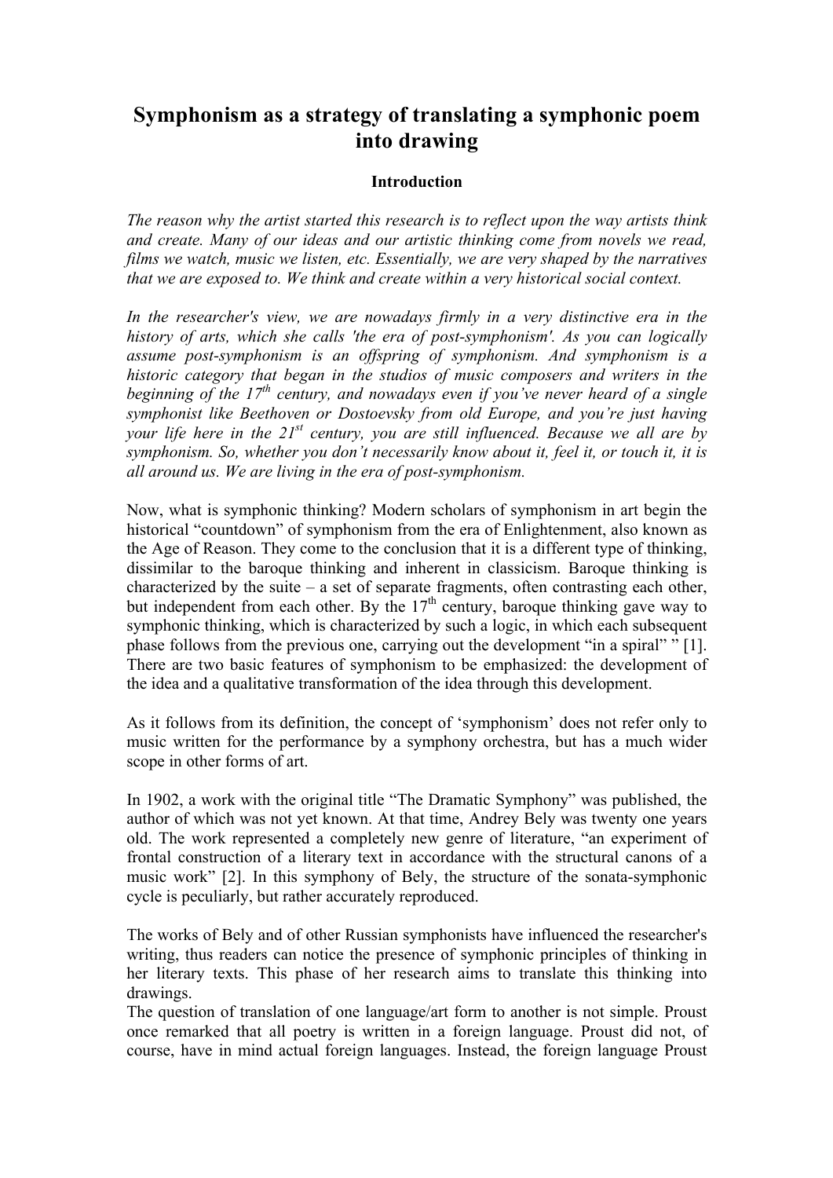# Symphonism as a strategy of translating a symphonic poem into drawing

### Introduction

*The reason why the artist started this research is to reflect upon the way artists think and create. Many of our ideas and our artistic thinking come from novels we read, films we watch, music we listen, etc. Essentially, we are very shaped by the narratives that we are exposed to. We think and create within a very historical social context.*

*In the researcher's view, we are nowadays firmly in a very distinctive era in the history of arts, which she calls 'the era of post-symphonism'. As you can logically assume post-symphonism is an offspring of symphonism. And symphonism is a historic category that began in the studios of music composers and writers in the beginning of the 17th century, and nowadays even if you've never heard of a single symphonist like Beethoven or Dostoevsky from old Europe, and you're just having your life here in the 21st century, you are still influenced. Because we all are by symphonism. So, whether you don't necessarily know about it, feel it, or touch it, it is all around us. We are living in the era of post-symphonism.*

Now, what is symphonic thinking? Modern scholars of symphonism in art begin the historical "countdown" of symphonism from the era of Enlightenment, also known as the Age of Reason. They come to the conclusion that it is a different type of thinking, dissimilar to the baroque thinking and inherent in classicism. Baroque thinking is characterized by the suite – a set of separate fragments, often contrasting each other, but independent from each other. By the 17th century, baroque thinking gave way to symphonic thinking, which is characterized by such a logic, in which each subsequent phase follows from the previous one, carrying out the development "in a spiral" " [1]. There are two basic features of symphonism to be emphasized: the development of the idea and a qualitative transformation of the idea through this development.

As it follows from its definition, the concept of 'symphonism' does not refer only to music written for the performance by a symphony orchestra, but has a much wider scope in other forms of art.

In 1902, a work with the original title "The Dramatic Symphony" was published, the author of which was not yet known. At that time, Andrey Bely was twenty one years old. The work represented a completely new genre of literature, "an experiment of frontal construction of a literary text in accordance with the structural canons of a music work" [2]. In this symphony of Bely, the structure of the sonata-symphonic cycle is peculiarly, but rather accurately reproduced.

The works of Bely and of other Russian symphonists have influenced the researcher's writing, thus readers can notice the presence of symphonic principles of thinking in her literary texts. This phase of her research aims to translate this thinking into drawings.

The question of translation of one language/art form to another is not simple. Proust once remarked that all poetry is written in a foreign language. Proust did not, of course, have in mind actual foreign languages. Instead, the foreign language Proust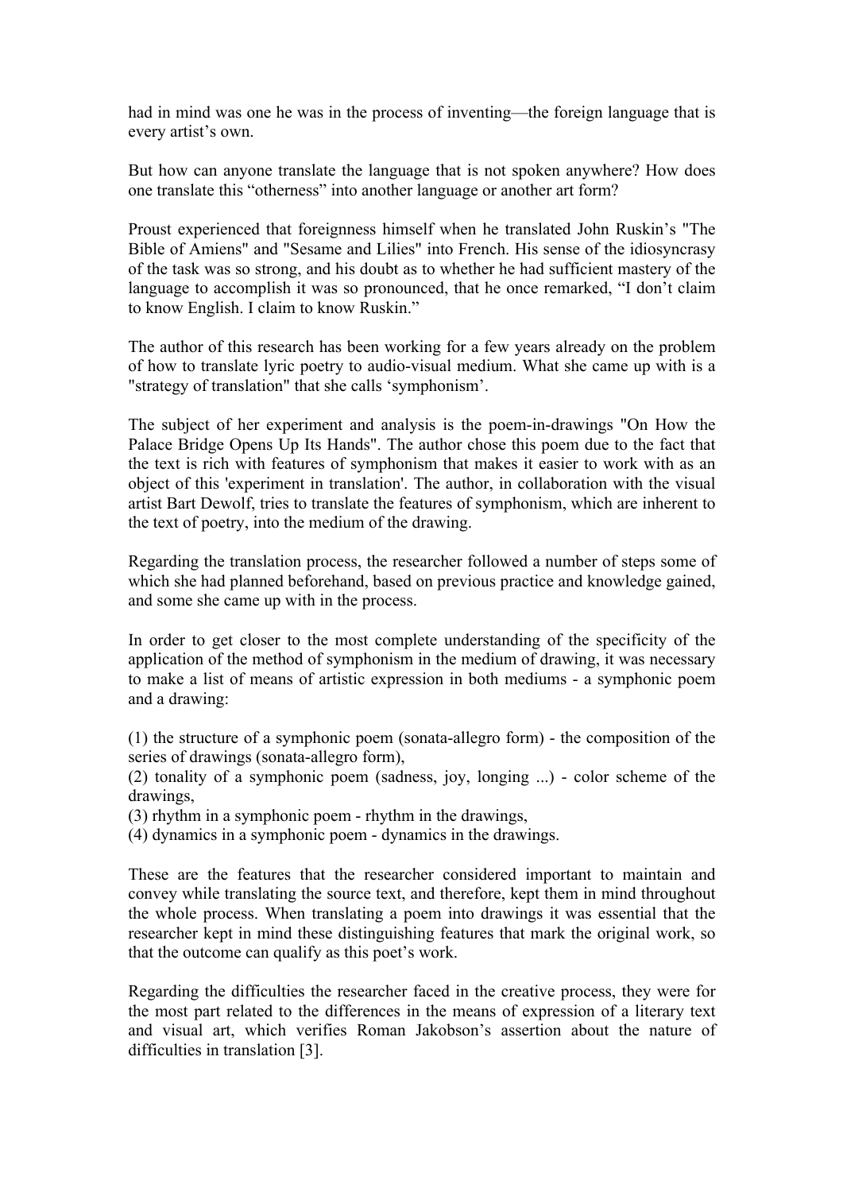had in mind was one he was in the process of inventing—the foreign language that is every artist's own.

But how can anyone translate the language that is not spoken anywhere? How does one translate this "otherness" into another language or another art form?

Proust experienced that foreignness himself when he translated John Ruskin's "The Bible of Amiens" and "Sesame and Lilies" into French. His sense of the idiosyncrasy of the task was so strong, and his doubt as to whether he had sufficient mastery of the language to accomplish it was so pronounced, that he once remarked, "I don't claim to know English. I claim to know Ruskin."

The author of this research has been working for a few years already on the problem of how to translate lyric poetry to audio-visual medium. What she came up with is a "strategy of translation" that she calls 'symphonism'.

The subject of her experiment and analysis is the poem-in-drawings "On How the Palace Bridge Opens Up Its Hands". The author chose this poem due to the fact that the text is rich with features of symphonism that makes it easier to work with as an object of this 'experiment in translation'. The author, in collaboration with the visual artist Bart Dewolf, tries to translate the features of symphonism, which are inherent to the text of poetry, into the medium of the drawing.

Regarding the translation process, the researcher followed a number of steps some of which she had planned beforehand, based on previous practice and knowledge gained, and some she came up with in the process.

In order to get closer to the most complete understanding of the specificity of the application of the method of symphonism in the medium of drawing, it was necessary to make a list of means of artistic expression in both mediums - a symphonic poem and a drawing:

(1) the structure of a symphonic poem (sonata-allegro form) - the composition of the series of drawings (sonata-allegro form),
(2) tonality of a symphonic poem (sadness, joy, longing ...) - color scheme of the drawings,
(3) rhythm in a symphonic poem - rhythm in the drawings,
(4) dynamics in a symphonic poem - dynamics in the drawings.

These are the features that the researcher considered important to maintain and convey while translating the source text, and therefore, kept them in mind throughout the whole process. When translating a poem into drawings it was essential that the researcher kept in mind these distinguishing features that mark the original work, so that the outcome can qualify as this poet's work.

Regarding the difficulties the researcher faced in the creative process, they were for the most part related to the differences in the means of expression of a literary text and visual art, which verifies Roman Jakobson's assertion about the nature of difficulties in translation [3].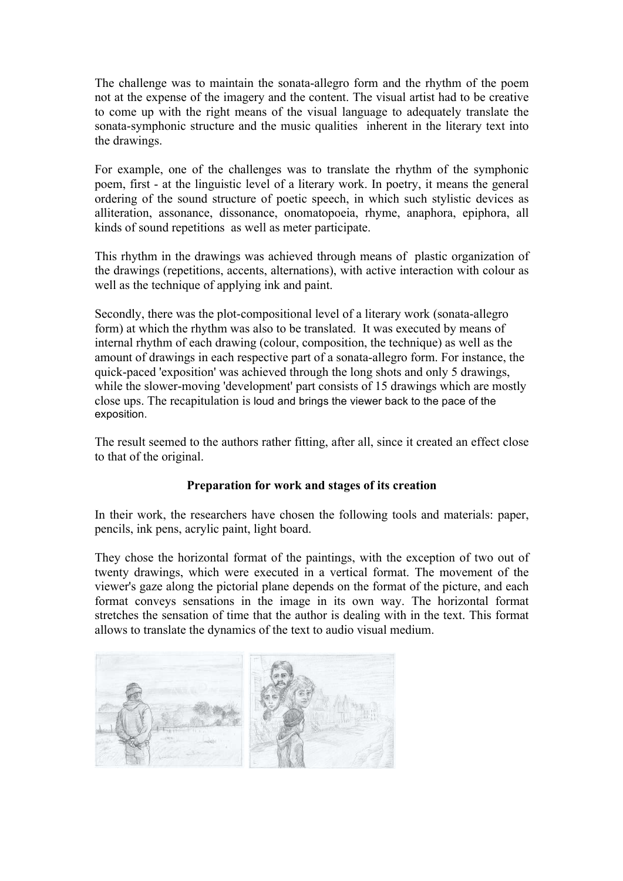The challenge was to maintain the sonata-allegro form and the rhythm of the poem not at the expense of the imagery and the content. The visual artist had to be creative to come up with the right means of the visual language to adequately translate the sonata-symphonic structure and the music qualities inherent in the literary text into the drawings.

For example, one of the challenges was to translate the rhythm of the symphonic poem, first - at the linguistic level of a literary work. In poetry, it means the general ordering of the sound structure of poetic speech, in which such stylistic devices as alliteration, assonance, dissonance, onomatopoeia, rhyme, anaphora, epiphora, all kinds of sound repetitions as well as meter participate.

This rhythm in the drawings was achieved through means of plastic organization of the drawings (repetitions, accents, alternations), with active interaction with colour as well as the technique of applying ink and paint.

Secondly, there was the plot-compositional level of a literary work (sonata-allegro form) at which the rhythm was also to be translated. It was executed by means of internal rhythm of each drawing (colour, composition, the technique) as well as the amount of drawings in each respective part of a sonata-allegro form. For instance, the quick-paced 'exposition' was achieved through the long shots and only 5 drawings, while the slower-moving 'development' part consists of 15 drawings which are mostly close ups. The recapitulation is loud and brings the viewer back to the pace of the exposition.

The result seemed to the authors rather fitting, after all, since it created an effect close to that of the original.

## Preparation for work and stages of its creation

In their work, the researchers have chosen the following tools and materials: paper, pencils, ink pens, acrylic paint, light board.

They chose the horizontal format of the paintings, with the exception of two out of twenty drawings, which were executed in a vertical format. The movement of the viewer's gaze along the pictorial plane depends on the format of the picture, and each format conveys sensations in the image in its own way. The horizontal format stretches the sensation of time that the author is dealing with in the text. This format allows to translate the dynamics of the text to audio visual medium.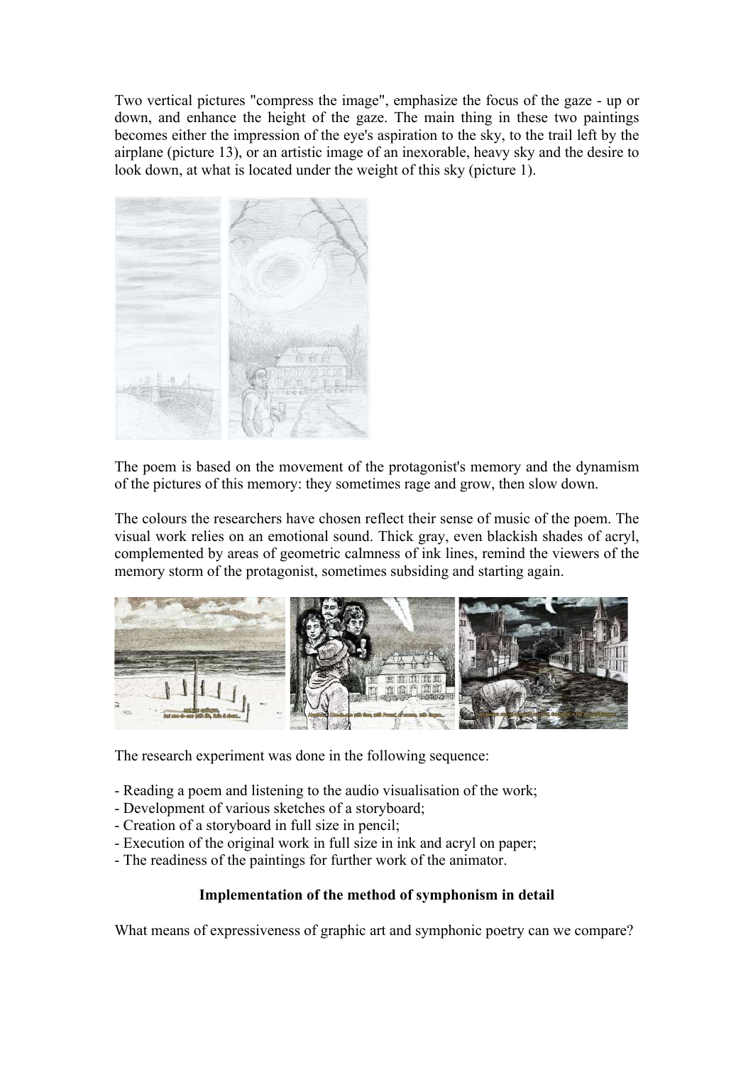Two vertical pictures "compress the image", emphasize the focus of the gaze - up or down, and enhance the height of the gaze. The main thing in these two paintings becomes either the impression of the eye's aspiration to the sky, to the trail left by the airplane (picture 13), or an artistic image of an inexorable, heavy sky and the desire to look down, at what is located under the weight of this sky (picture 1).

The poem is based on the movement of the protagonist's memory and the dynamism of the pictures of this memory: they sometimes rage and grow, then slow down.

The colours the researchers have chosen reflect their sense of music of the poem. The visual work relies on an emotional sound. Thick gray, even blackish shades of acryl, complemented by areas of geometric calmness of ink lines, remind the viewers of the memory storm of the protagonist, sometimes subsiding and starting again.

The research experiment was done in the following sequence:

- Reading a poem and listening to the audio visualisation of the work;
- Development of various sketches of a storyboard;
- Creation of a storyboard in full size in pencil;
- Execution of the original work in full size in ink and acryl on paper;
- The readiness of the paintings for further work of the animator.

**Implementation of the method of symphonism in detail**

What means of expressiveness of graphic art and symphonic poetry can we compare?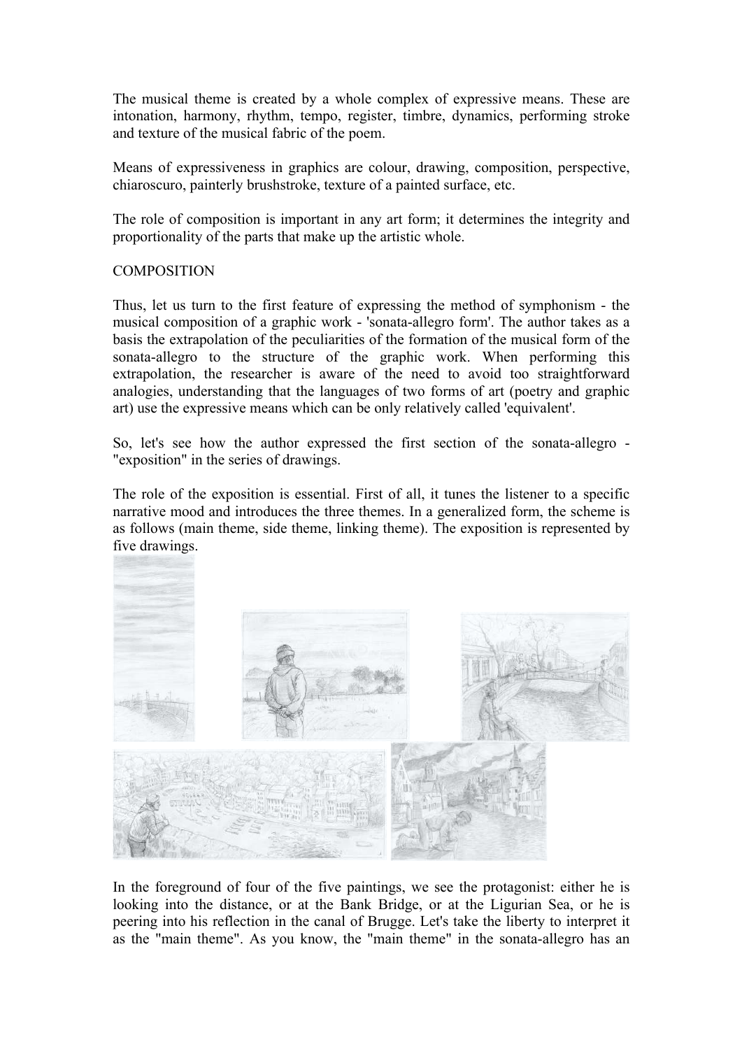The musical theme is created by a whole complex of expressive means. These are intonation, harmony, rhythm, tempo, register, timbre, dynamics, performing stroke and texture of the musical fabric of the poem.

Means of expressiveness in graphics are colour, drawing, composition, perspective, chiaroscuro, painterly brushstroke, texture of a painted surface, etc.

The role of composition is important in any art form; it determines the integrity and proportionality of the parts that make up the artistic whole.

## COMPOSITION

Thus, let us turn to the first feature of expressing the method of symphonism - the musical composition of a graphic work - 'sonata-allegro form'. The author takes as a basis the extrapolation of the peculiarities of the formation of the musical form of the sonata-allegro to the structure of the graphic work. When performing this extrapolation, the researcher is aware of the need to avoid too straightforward analogies, understanding that the languages of two forms of art (poetry and graphic art) use the expressive means which can be only relatively called 'equivalent'.

So, let's see how the author expressed the first section of the sonata-allegro - "exposition" in the series of drawings.

The role of the exposition is essential. First of all, it tunes the listener to a specific narrative mood and introduces the three themes. In a generalized form, the scheme is as follows (main theme, side theme, linking theme). The exposition is represented by five drawings.

In the foreground of four of the five paintings, we see the protagonist: either he is looking into the distance, or at the Bank Bridge, or at the Ligurian Sea, or he is peering into his reflection in the canal of Brugge. Let's take the liberty to interpret it as the "main theme". As you know, the "main theme" in the sonata-allegro has an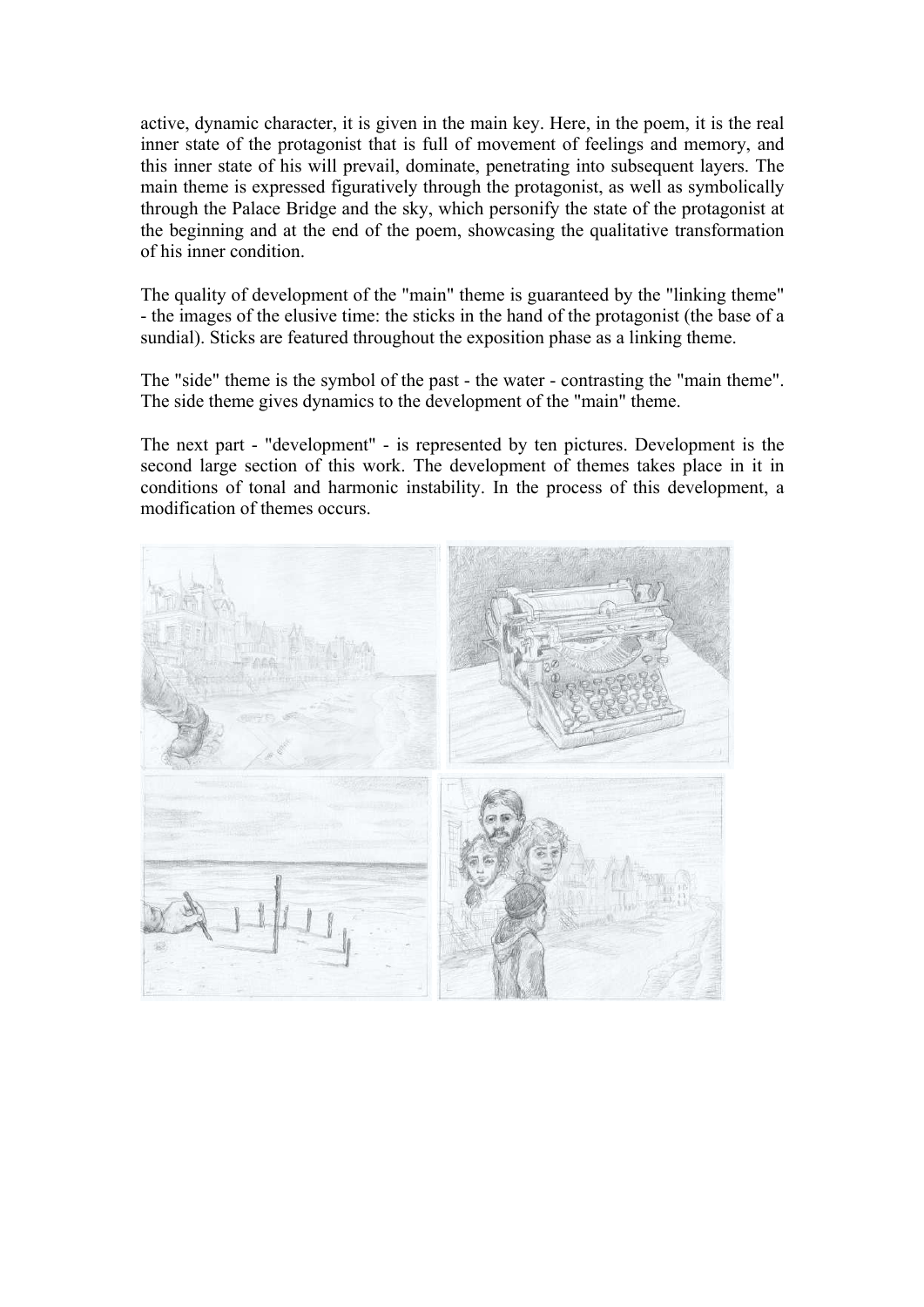active, dynamic character, it is given in the main key. Here, in the poem, it is the real inner state of the protagonist that is full of movement of feelings and memory, and this inner state of his will prevail, dominate, penetrating into subsequent layers. The main theme is expressed figuratively through the protagonist, as well as symbolically through the Palace Bridge and the sky, which personify the state of the protagonist at the beginning and at the end of the poem, showcasing the qualitative transformation of his inner condition.

The quality of development of the "main" theme is guaranteed by the "linking theme" - the images of the elusive time: the sticks in the hand of the protagonist (the base of a sundial). Sticks are featured throughout the exposition phase as a linking theme.

The "side" theme is the symbol of the past - the water - contrasting the "main theme". The side theme gives dynamics to the development of the "main" theme.

The next part - "development" - is represented by ten pictures. Development is the second large section of this work. The development of themes takes place in it in conditions of tonal and harmonic instability. In the process of this development, a modification of themes occurs.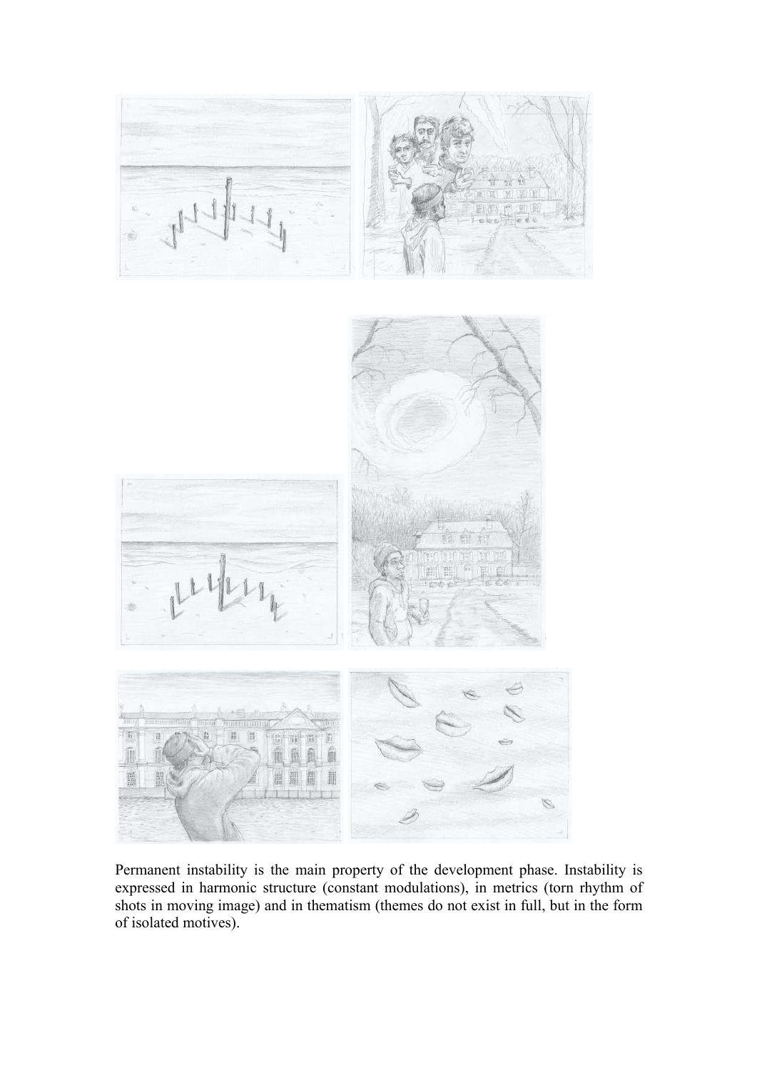Permanent instability is the main property of the development phase. Instability is expressed in harmonic structure (constant modulations), in metrics (torn rhythm of shots in moving image) and in thematism (themes do not exist in full, but in the form of isolated motives).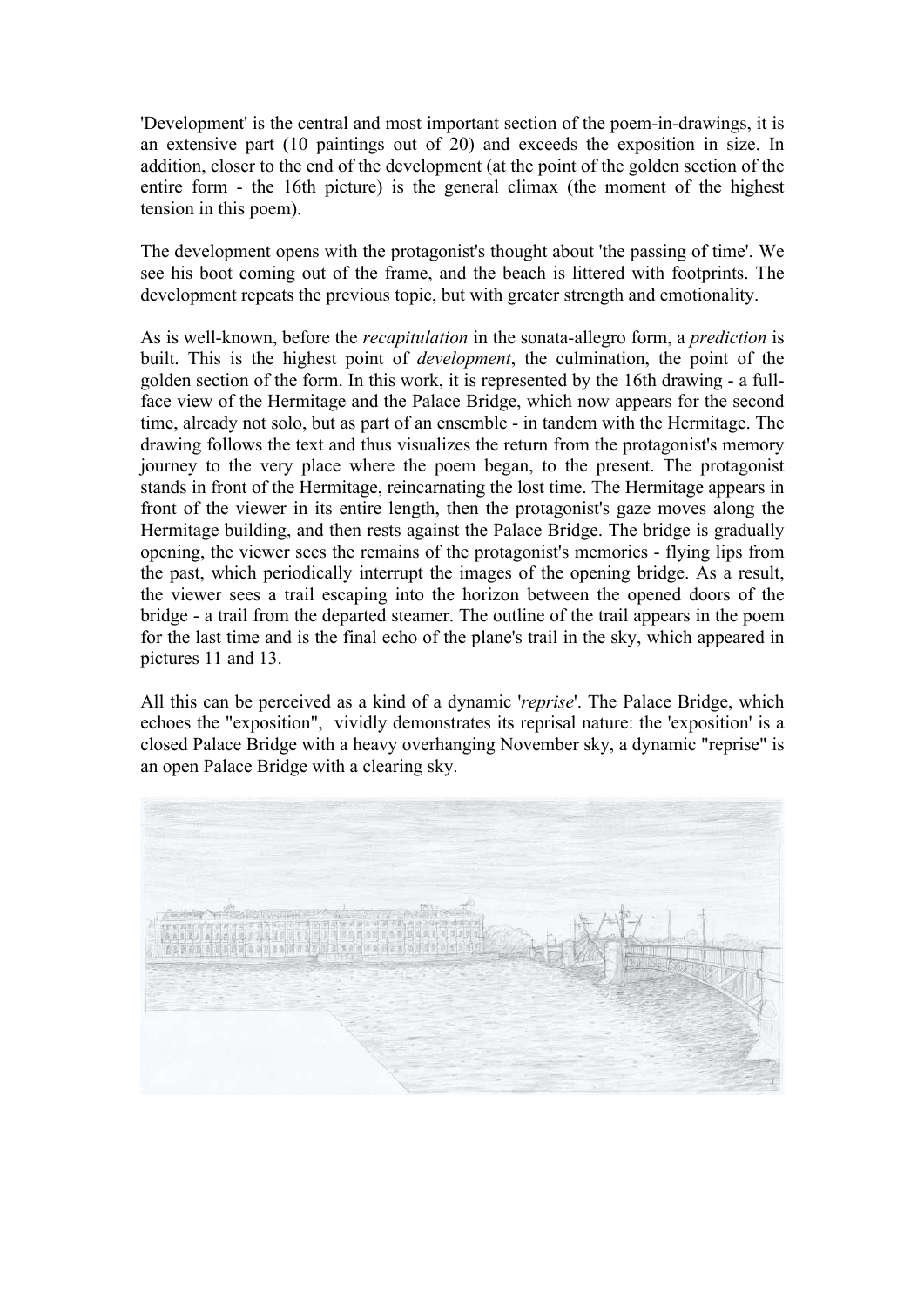'Development' is the central and most important section of the poem-in-drawings, it is an extensive part (10 paintings out of 20) and exceeds the exposition in size. In addition, closer to the end of the development (at the point of the golden section of the entire form - the 16th picture) is the general climax (the moment of the highest tension in this poem).

The development opens with the protagonist's thought about 'the passing of time'. We see his boot coming out of the frame, and the beach is littered with footprints. The development repeats the previous topic, but with greater strength and emotionality.

As is well-known, before the *recapitulation* in the sonata-allegro form, a *prediction* is built. This is the highest point of *development*, the culmination, the point of the golden section of the form. In this work, it is represented by the 16th drawing - a full-face view of the Hermitage and the Palace Bridge, which now appears for the second time, already not solo, but as part of an ensemble - in tandem with the Hermitage. The drawing follows the text and thus visualizes the return from the protagonist's memory journey to the very place where the poem began, to the present. The protagonist stands in front of the Hermitage, reincarnating the lost time. The Hermitage appears in front of the viewer in its entire length, then the protagonist's gaze moves along the Hermitage building, and then rests against the Palace Bridge. The bridge is gradually opening, the viewer sees the remains of the protagonist's memories - flying lips from the past, which periodically interrupt the images of the opening bridge. As a result, the viewer sees a trail escaping into the horizon between the opened doors of the bridge - a trail from the departed steamer. The outline of the trail appears in the poem for the last time and is the final echo of the plane's trail in the sky, which appeared in pictures 11 and 13.

All this can be perceived as a kind of a dynamic '*reprise*'. The Palace Bridge, which echoes the "exposition", vividly demonstrates its reprisal nature: the 'exposition' is a closed Palace Bridge with a heavy overhanging November sky, a dynamic "reprise" is an open Palace Bridge with a clearing sky.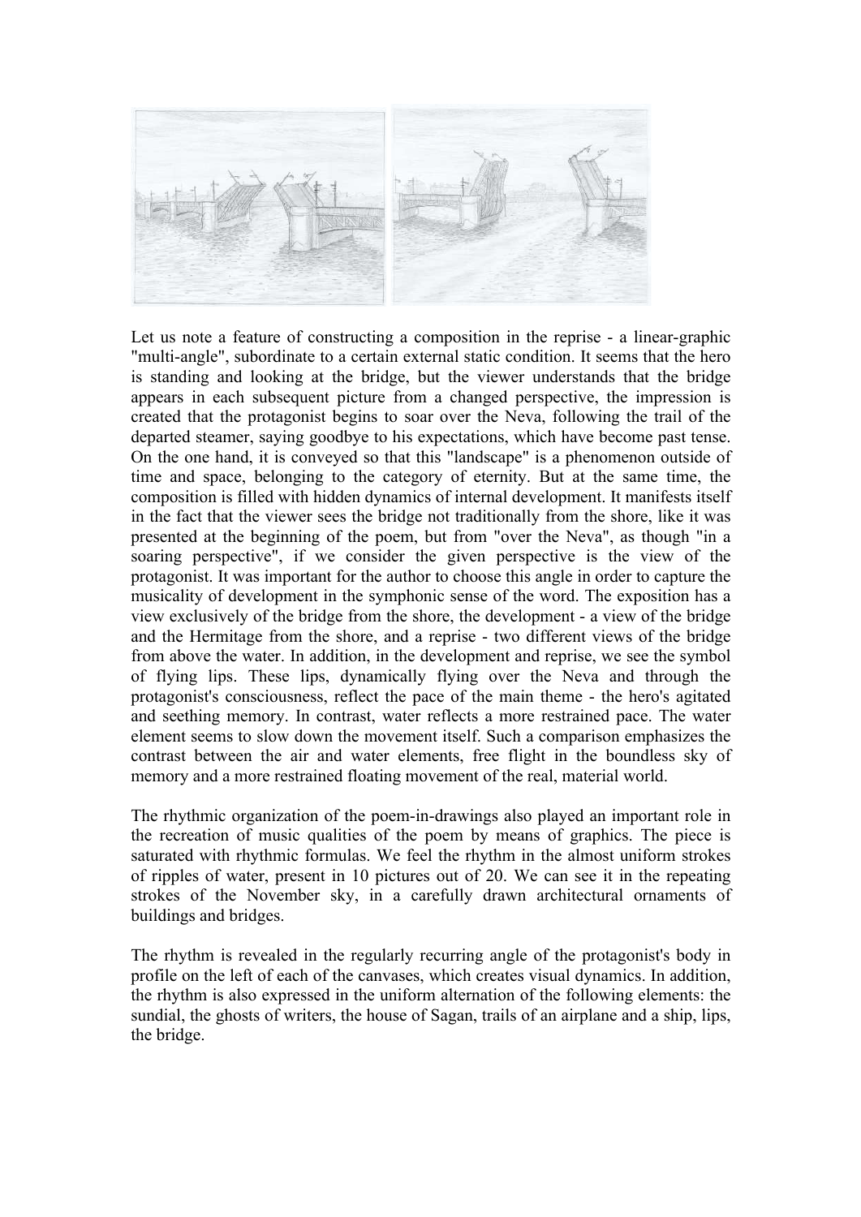Let us note a feature of constructing a composition in the reprise - a linear-graphic "multi-angle", subordinate to a certain external static condition. It seems that the hero is standing and looking at the bridge, but the viewer understands that the bridge appears in each subsequent picture from a changed perspective, the impression is created that the protagonist begins to soar over the Neva, following the trail of the departed steamer, saying goodbye to his expectations, which have become past tense. On the one hand, it is conveyed so that this "landscape" is a phenomenon outside of time and space, belonging to the category of eternity. But at the same time, the composition is filled with hidden dynamics of internal development. It manifests itself in the fact that the viewer sees the bridge not traditionally from the shore, like it was presented at the beginning of the poem, but from "over the Neva", as though "in a soaring perspective", if we consider the given perspective is the view of the protagonist. It was important for the author to choose this angle in order to capture the musicality of development in the symphonic sense of the word. The exposition has a view exclusively of the bridge from the shore, the development - a view of the bridge and the Hermitage from the shore, and a reprise - two different views of the bridge from above the water. In addition, in the development and reprise, we see the symbol of flying lips. These lips, dynamically flying over the Neva and through the protagonist's consciousness, reflect the pace of the main theme - the hero's agitated and seething memory. In contrast, water reflects a more restrained pace. The water element seems to slow down the movement itself. Such a comparison emphasizes the contrast between the air and water elements, free flight in the boundless sky of memory and a more restrained floating movement of the real, material world.

The rhythmic organization of the poem-in-drawings also played an important role in the recreation of music qualities of the poem by means of graphics. The piece is saturated with rhythmic formulas. We feel the rhythm in the almost uniform strokes of ripples of water, present in 10 pictures out of 20. We can see it in the repeating strokes of the November sky, in a carefully drawn architectural ornaments of buildings and bridges.

The rhythm is revealed in the regularly recurring angle of the protagonist's body in profile on the left of each of the canvases, which creates visual dynamics. In addition, the rhythm is also expressed in the uniform alternation of the following elements: the sundial, the ghosts of writers, the house of Sagan, trails of an airplane and a ship, lips, the bridge.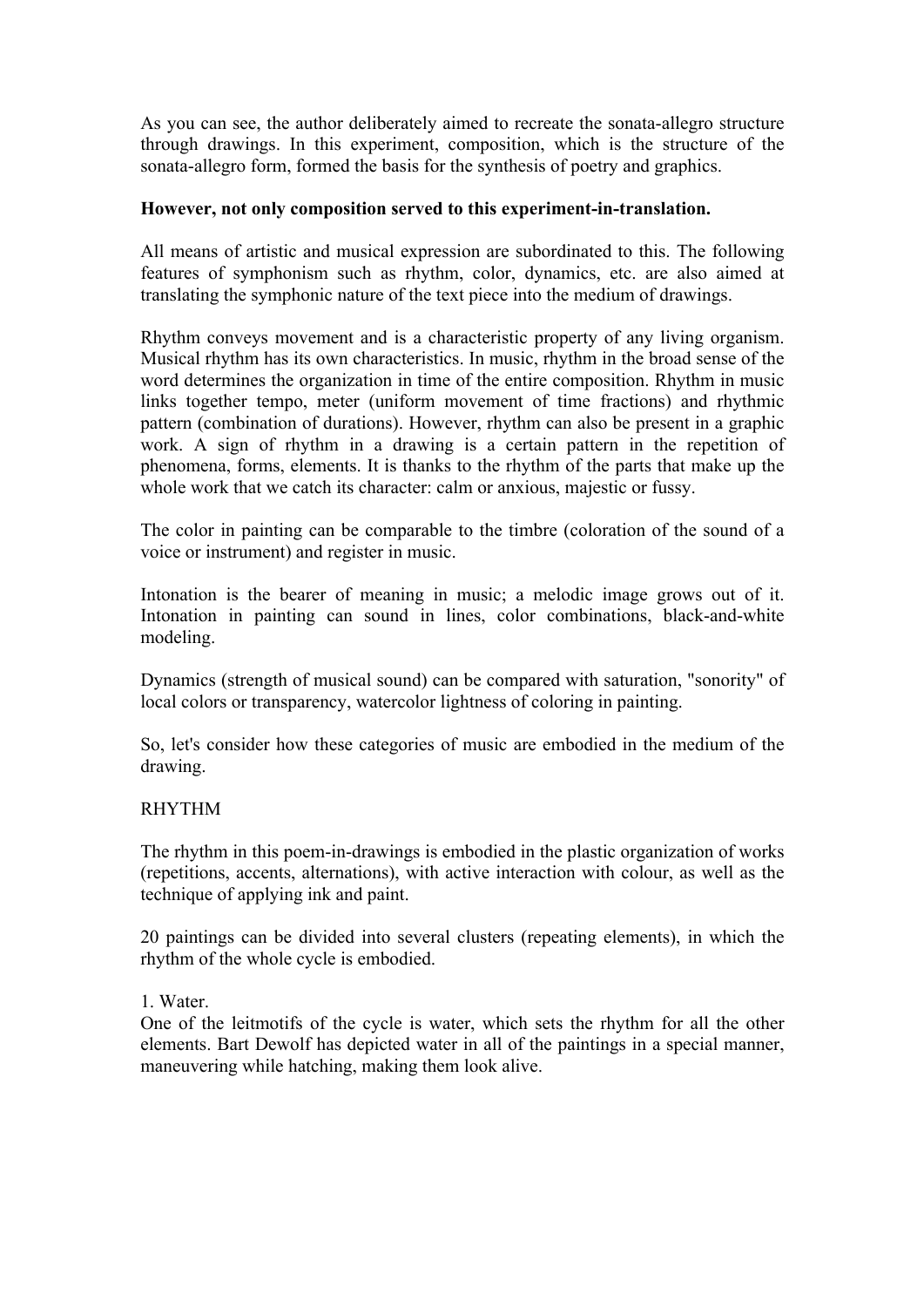As you can see, the author deliberately aimed to recreate the sonata-allegro structure through drawings. In this experiment, composition, which is the structure of the sonata-allegro form, formed the basis for the synthesis of poetry and graphics.

**However, not only composition served to this experiment-in-translation.**

All means of artistic and musical expression are subordinated to this. The following features of symphonism such as rhythm, color, dynamics, etc. are also aimed at translating the symphonic nature of the text piece into the medium of drawings.

Rhythm conveys movement and is a characteristic property of any living organism. Musical rhythm has its own characteristics. In music, rhythm in the broad sense of the word determines the organization in time of the entire composition. Rhythm in music links together tempo, meter (uniform movement of time fractions) and rhythmic pattern (combination of durations). However, rhythm can also be present in a graphic work. A sign of rhythm in a drawing is a certain pattern in the repetition of phenomena, forms, elements. It is thanks to the rhythm of the parts that make up the whole work that we catch its character: calm or anxious, majestic or fussy.

The color in painting can be comparable to the timbre (coloration of the sound of a voice or instrument) and register in music.

Intonation is the bearer of meaning in music; a melodic image grows out of it. Intonation in painting can sound in lines, color combinations, black-and-white modeling.

Dynamics (strength of musical sound) can be compared with saturation, "sonority" of local colors or transparency, watercolor lightness of coloring in painting.

So, let's consider how these categories of music are embodied in the medium of the drawing.

RHYTHM

The rhythm in this poem-in-drawings is embodied in the plastic organization of works (repetitions, accents, alternations), with active interaction with colour, as well as the technique of applying ink and paint.

20 paintings can be divided into several clusters (repeating elements), in which the rhythm of the whole cycle is embodied.

1. Water.
One of the leitmotifs of the cycle is water, which sets the rhythm for all the other elements. Bart Dewolf has depicted water in all of the paintings in a special manner, maneuvering while hatching, making them look alive.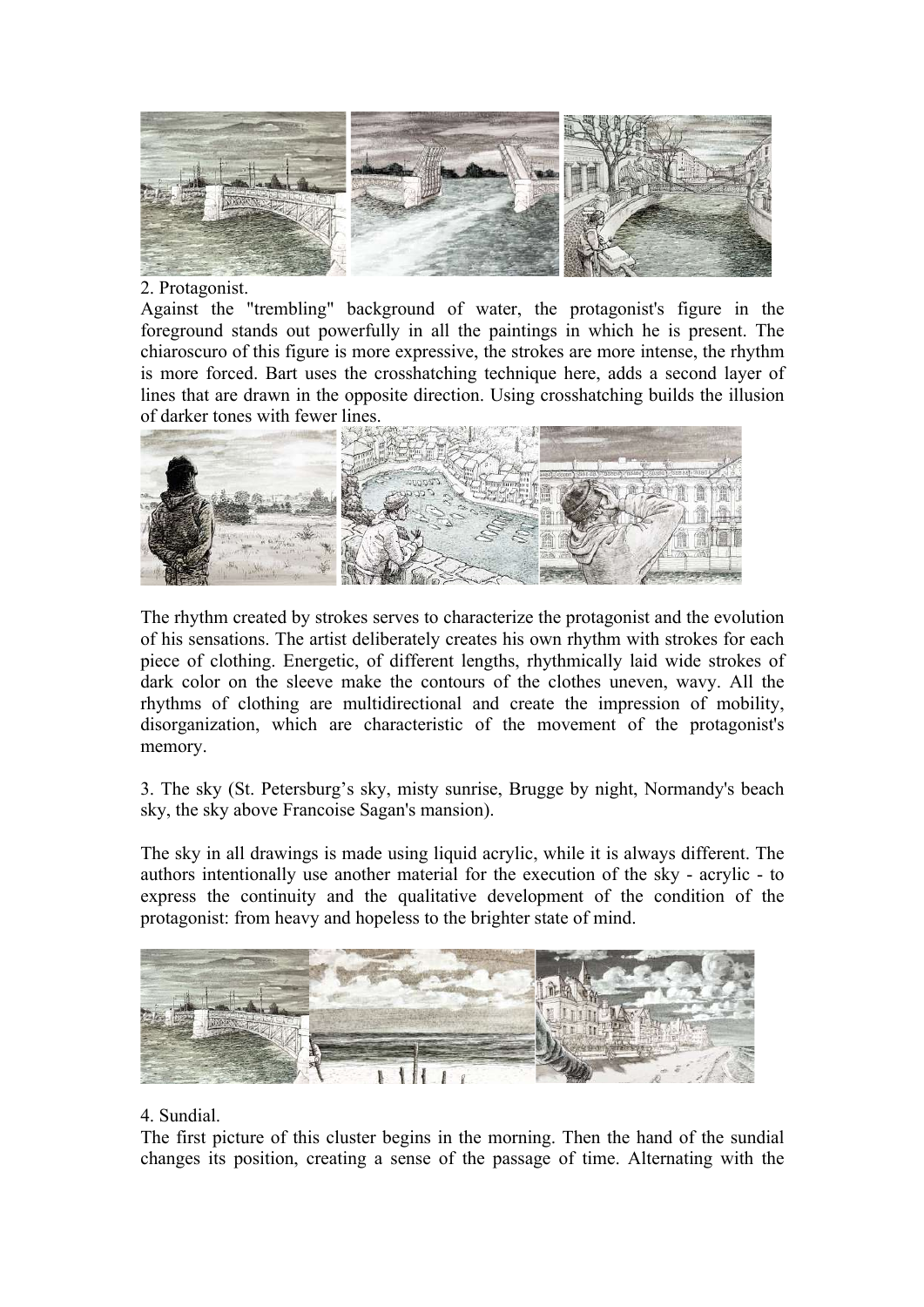2. Protagonist.

Against the "trembling" background of water, the protagonist's figure in the foreground stands out powerfully in all the paintings in which he is present. The chiaroscuro of this figure is more expressive, the strokes are more intense, the rhythm is more forced. Bart uses the crosshatching technique here, adds a second layer of lines that are drawn in the opposite direction. Using crosshatching builds the illusion of darker tones with fewer lines.

The rhythm created by strokes serves to characterize the protagonist and the evolution of his sensations. The artist deliberately creates his own rhythm with strokes for each piece of clothing. Energetic, of different lengths, rhythmically laid wide strokes of dark color on the sleeve make the contours of the clothes uneven, wavy. All the rhythms of clothing are multidirectional and create the impression of mobility, disorganization, which are characteristic of the movement of the protagonist's memory.

3. The sky (St. Petersburg's sky, misty sunrise, Brugge by night, Normandy's beach sky, the sky above Francoise Sagan's mansion).

The sky in all drawings is made using liquid acrylic, while it is always different. The authors intentionally use another material for the execution of the sky - acrylic - to express the continuity and the qualitative development of the condition of the protagonist: from heavy and hopeless to the brighter state of mind.

4. Sundial.

The first picture of this cluster begins in the morning. Then the hand of the sundial changes its position, creating a sense of the passage of time. Alternating with the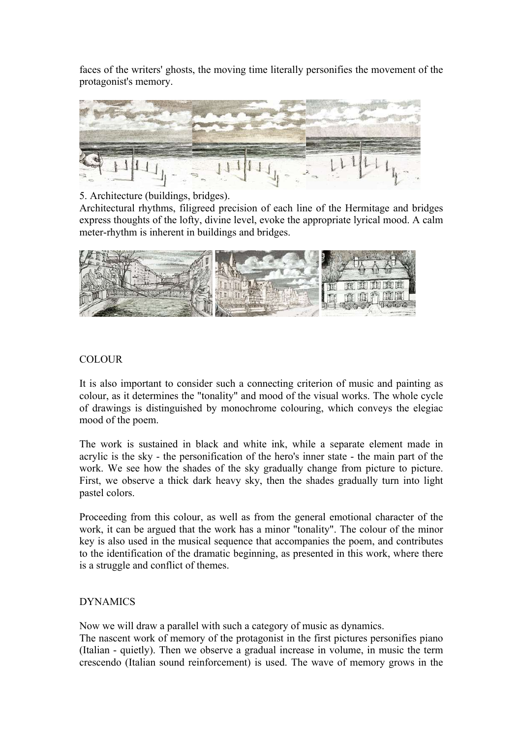faces of the writers' ghosts, the moving time literally personifies the movement of the protagonist's memory.

5. Architecture (buildings, bridges).
Architectural rhythms, filigreed precision of each line of the Hermitage and bridges express thoughts of the lofty, divine level, evoke the appropriate lyrical mood. A calm meter-rhythm is inherent in buildings and bridges.

COLOUR

It is also important to consider such a connecting criterion of music and painting as colour, as it determines the "tonality" and mood of the visual works. The whole cycle of drawings is distinguished by monochrome colouring, which conveys the elegiac mood of the poem.

The work is sustained in black and white ink, while a separate element made in acrylic is the sky - the personification of the hero's inner state - the main part of the work. We see how the shades of the sky gradually change from picture to picture. First, we observe a thick dark heavy sky, then the shades gradually turn into light pastel colors.

Proceeding from this colour, as well as from the general emotional character of the work, it can be argued that the work has a minor "tonality". The colour of the minor key is also used in the musical sequence that accompanies the poem, and contributes to the identification of the dramatic beginning, as presented in this work, where there is a struggle and conflict of themes.

DYNAMICS

Now we will draw a parallel with such a category of music as dynamics.
The nascent work of memory of the protagonist in the first pictures personifies piano (Italian - quietly). Then we observe a gradual increase in volume, in music the term crescendo (Italian sound reinforcement) is used. The wave of memory grows in the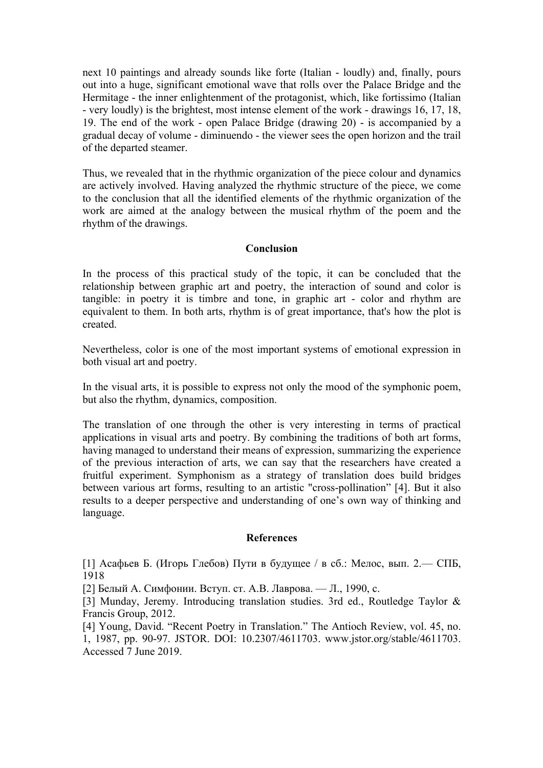next 10 paintings and already sounds like forte (Italian - loudly) and, finally, pours out into a huge, significant emotional wave that rolls over the Palace Bridge and the Hermitage - the inner enlightenment of the protagonist, which, like fortissimo (Italian - very loudly) is the brightest, most intense element of the work - drawings 16, 17, 18, 19. The end of the work - open Palace Bridge (drawing 20) - is accompanied by a gradual decay of volume - diminuendo - the viewer sees the open horizon and the trail of the departed steamer.

Thus, we revealed that in the rhythmic organization of the piece colour and dynamics are actively involved. Having analyzed the rhythmic structure of the piece, we come to the conclusion that all the identified elements of the rhythmic organization of the work are aimed at the analogy between the musical rhythm of the poem and the rhythm of the drawings.

## Conclusion

In the process of this practical study of the topic, it can be concluded that the relationship between graphic art and poetry, the interaction of sound and color is tangible: in poetry it is timbre and tone, in graphic art - color and rhythm are equivalent to them. In both arts, rhythm is of great importance, that's how the plot is created.

Nevertheless, color is one of the most important systems of emotional expression in both visual art and poetry.

In the visual arts, it is possible to express not only the mood of the symphonic poem, but also the rhythm, dynamics, composition.

The translation of one through the other is very interesting in terms of practical applications in visual arts and poetry. By combining the traditions of both art forms, having managed to understand their means of expression, summarizing the experience of the previous interaction of arts, we can say that the researchers have created a fruitful experiment. Symphonism as a strategy of translation does build bridges between various art forms, resulting to an artistic "cross-pollination" [4]. But it also results to a deeper perspective and understanding of one's own way of thinking and language.

## References

[1] Асафьев Б. (Игорь Глебов) Пути в будущее / в сб.: Мелос, вып. 2.— СПБ, 1918

[2] Белый А. Симфонии. Вступ. ст. А.В. Лаврова. — Л., 1990, с.

[3] Munday, Jeremy. Introducing translation studies. 3rd ed., Routledge Taylor & Francis Group, 2012.

[4] Young, David. "Recent Poetry in Translation." The Antioch Review, vol. 45, no. 1, 1987, pp. 90-97. JSTOR. DOI: 10.2307/4611703. www.jstor.org/stable/4611703. Accessed 7 June 2019.